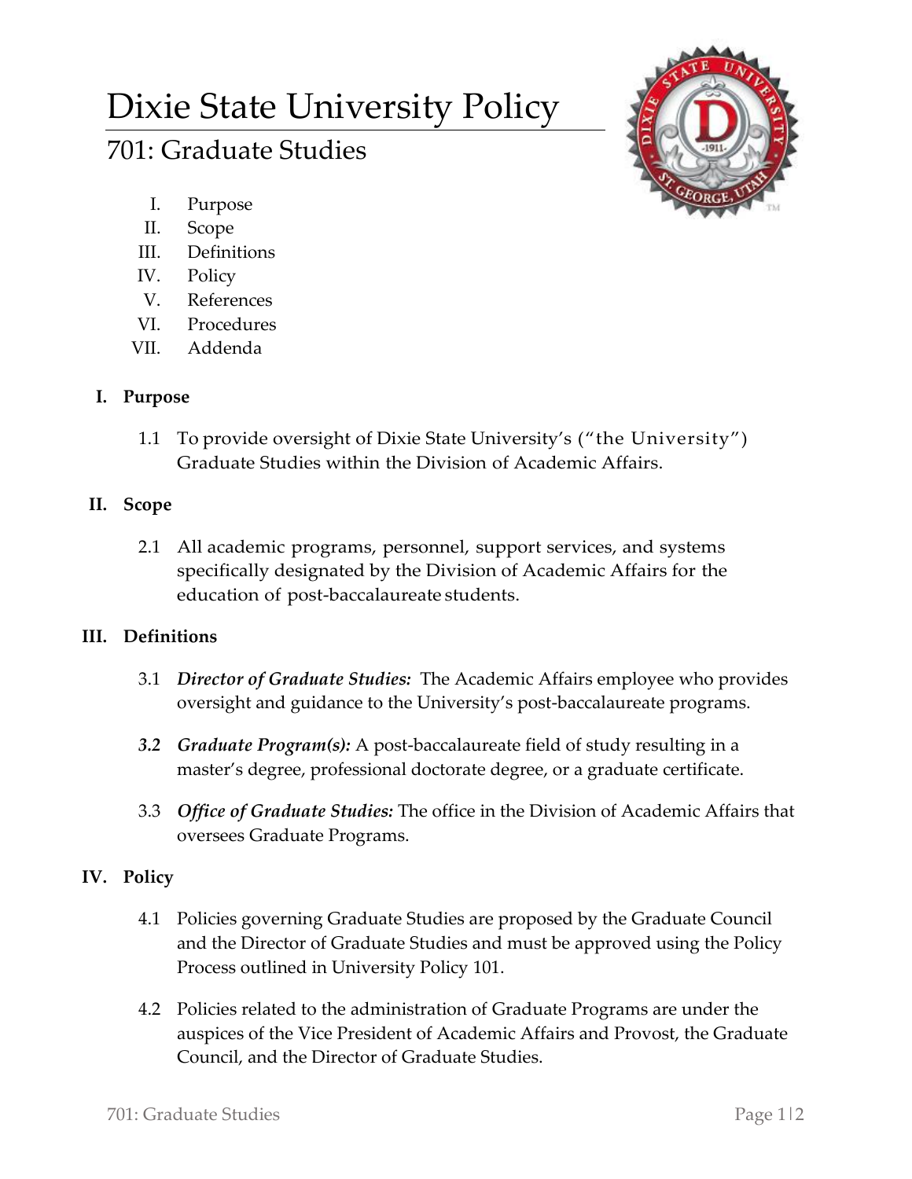# Dixie State University Policy

## 701: Graduate Studies

I. Purpose
II. Scope
III. Definitions
IV. Policy
V. References
VI. Procedures
VII. Addenda

### I. Purpose

1.1 To provide oversight of Dixie State University's ("the University") Graduate Studies within the Division of Academic Affairs.

### II. Scope

2.1 All academic programs, personnel, support services, and systems specifically designated by the Division of Academic Affairs for the education of post-baccalaureate students.

### III. Definitions

3.1 ***Director of Graduate Studies:*** The Academic Affairs employee who provides oversight and guidance to the University's post-baccalaureate programs.

***3.2*** ***Graduate Program(s):*** A post-baccalaureate field of study resulting in a master's degree, professional doctorate degree, or a graduate certificate.

3.3 ***Office of Graduate Studies:*** The office in the Division of Academic Affairs that oversees Graduate Programs.

### IV. Policy

4.1 Policies governing Graduate Studies are proposed by the Graduate Council and the Director of Graduate Studies and must be approved using the Policy Process outlined in University Policy 101.

4.2 Policies related to the administration of Graduate Programs are under the auspices of the Vice President of Academic Affairs and Provost, the Graduate Council, and the Director of Graduate Studies.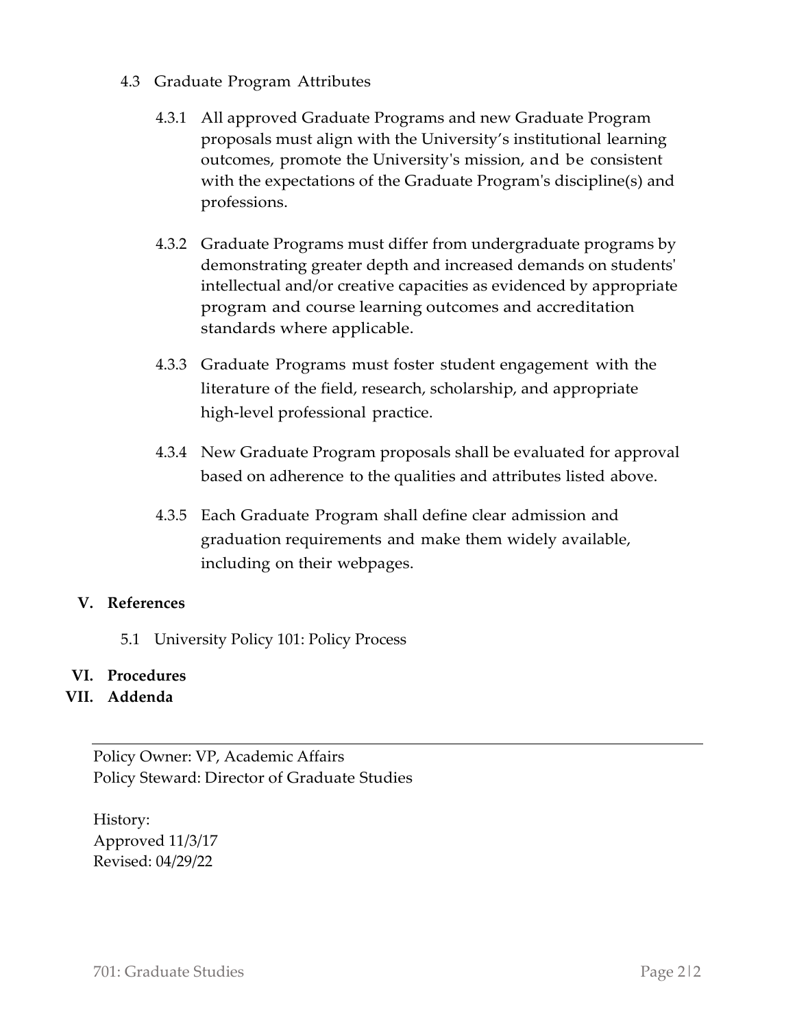4.3 Graduate Program Attributes

4.3.1 All approved Graduate Programs and new Graduate Program proposals must align with the University's institutional learning outcomes, promote the University's mission, and be consistent with the expectations of the Graduate Program's discipline(s) and professions.

4.3.2 Graduate Programs must differ from undergraduate programs by demonstrating greater depth and increased demands on students' intellectual and/or creative capacities as evidenced by appropriate program and course learning outcomes and accreditation standards where applicable.

4.3.3 Graduate Programs must foster student engagement with the literature of the field, research, scholarship, and appropriate high-level professional practice.

4.3.4 New Graduate Program proposals shall be evaluated for approval based on adherence to the qualities and attributes listed above.

4.3.5 Each Graduate Program shall define clear admission and graduation requirements and make them widely available, including on their webpages.

## V. References

5.1 University Policy 101: Policy Process

## VI. Procedures

## VII. Addenda

---

Policy Owner: VP, Academic Affairs
Policy Steward: Director of Graduate Studies

History:
Approved 11/3/17
Revised: 04/29/22